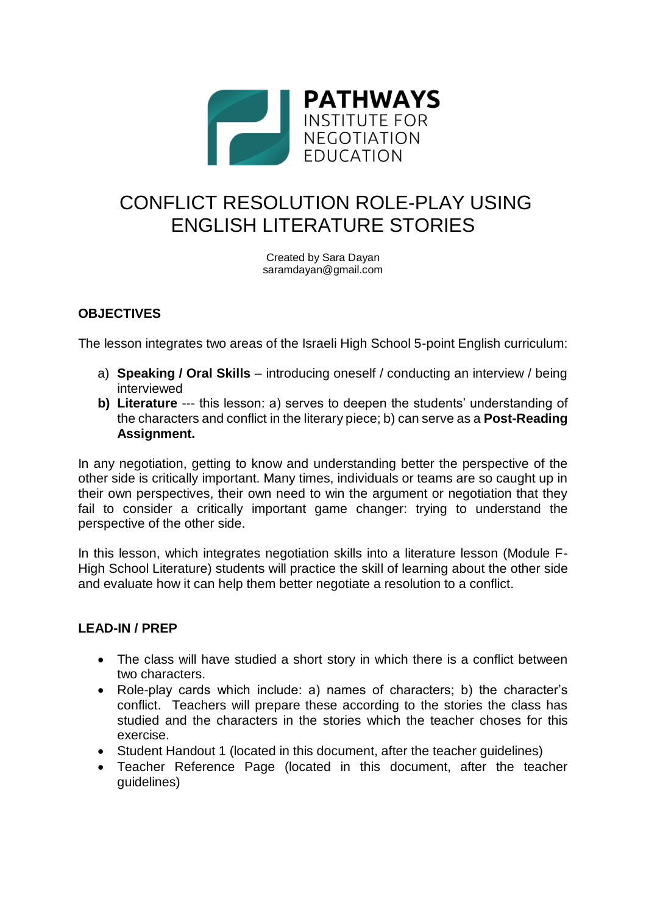**PATHWAYS**
INSTITUTE FOR
NEGOTIATION
EDUCATION

# CONFLICT RESOLUTION ROLE-PLAY USING ENGLISH LITERATURE STORIES

Created by Sara Dayan
saramdayan@gmail.com

## OBJECTIVES

The lesson integrates two areas of the Israeli High School 5-point English curriculum:

a) **Speaking / Oral Skills** – introducing oneself / conducting an interview / being interviewed
**b) Literature** --- this lesson: a) serves to deepen the students' understanding of the characters and conflict in the literary piece; b) can serve as a **Post-Reading Assignment.**

In any negotiation, getting to know and understanding better the perspective of the other side is critically important. Many times, individuals or teams are so caught up in their own perspectives, their own need to win the argument or negotiation that they fail to consider a critically important game changer: trying to understand the perspective of the other side.

In this lesson, which integrates negotiation skills into a literature lesson (Module F- High School Literature) students will practice the skill of learning about the other side and evaluate how it can help them better negotiate a resolution to a conflict.

## LEAD-IN / PREP

- The class will have studied a short story in which there is a conflict between two characters.
- Role-play cards which include: a) names of characters; b) the character's conflict. Teachers will prepare these according to the stories the class has studied and the characters in the stories which the teacher choses for this exercise.
- Student Handout 1 (located in this document, after the teacher guidelines)
- Teacher Reference Page (located in this document, after the teacher guidelines)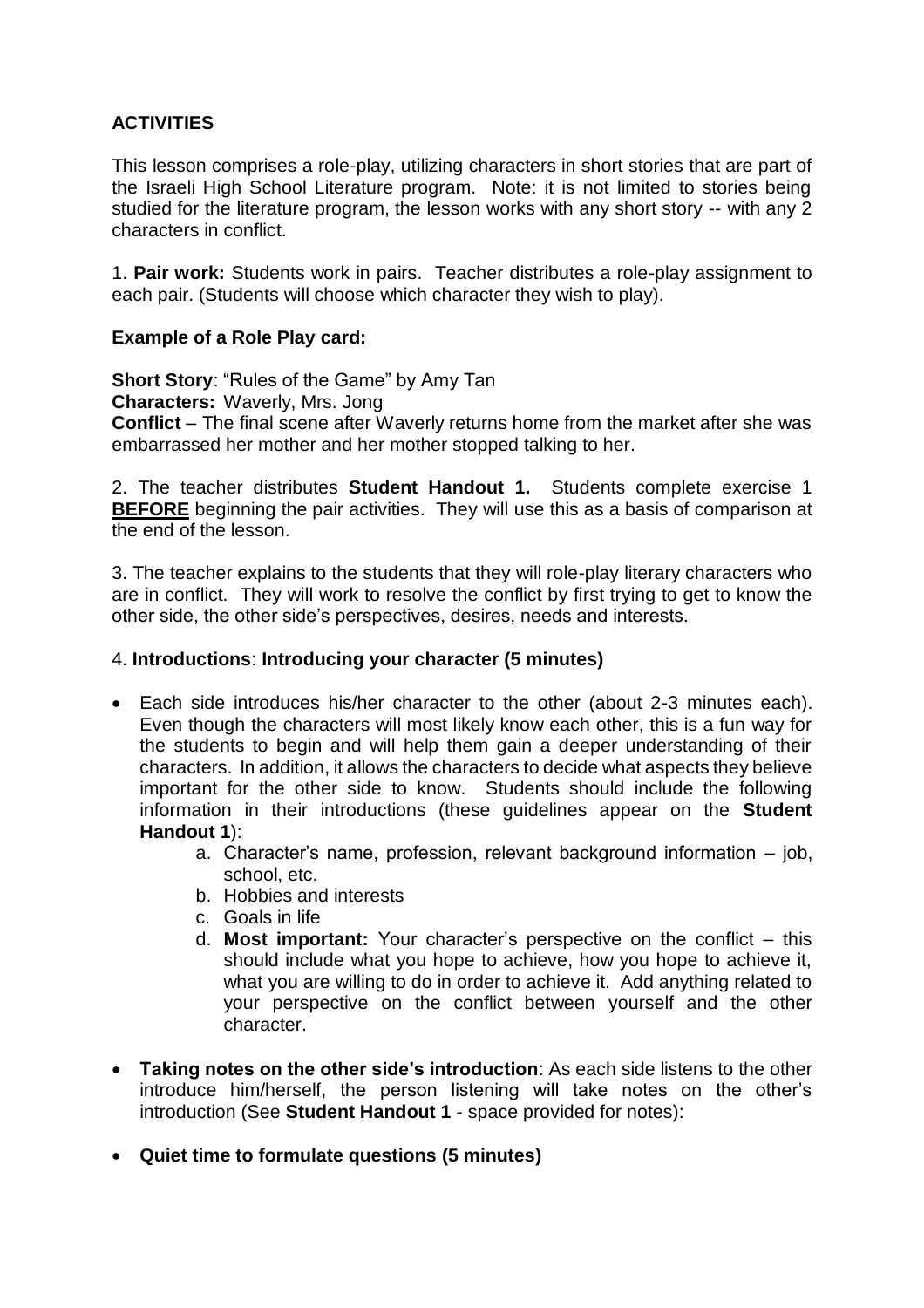**ACTIVITIES**

This lesson comprises a role-play, utilizing characters in short stories that are part of the Israeli High School Literature program. Note: it is not limited to stories being studied for the literature program, the lesson works with any short story -- with any 2 characters in conflict.

1. **Pair work:** Students work in pairs. Teacher distributes a role-play assignment to each pair. (Students will choose which character they wish to play).

**Example of a Role Play card:**

**Short Story**: "Rules of the Game" by Amy Tan
**Characters:** Waverly, Mrs. Jong
**Conflict** – The final scene after Waverly returns home from the market after she was embarrassed her mother and her mother stopped talking to her.

2. The teacher distributes **Student Handout 1.** Students complete exercise 1 **BEFORE** beginning the pair activities. They will use this as a basis of comparison at the end of the lesson.

3. The teacher explains to the students that they will role-play literary characters who are in conflict. They will work to resolve the conflict by first trying to get to know the other side, the other side's perspectives, desires, needs and interests.

4. **Introductions**: **Introducing your character (5 minutes)**

- Each side introduces his/her character to the other (about 2-3 minutes each). Even though the characters will most likely know each other, this is a fun way for the students to begin and will help them gain a deeper understanding of their characters. In addition, it allows the characters to decide what aspects they believe important for the other side to know. Students should include the following information in their introductions (these guidelines appear on the **Student Handout 1**):
    a. Character's name, profession, relevant background information – job, school, etc.
    b. Hobbies and interests
    c. Goals in life
    d. **Most important:** Your character's perspective on the conflict – this should include what you hope to achieve, how you hope to achieve it, what you are willing to do in order to achieve it. Add anything related to your perspective on the conflict between yourself and the other character.
- **Taking notes on the other side's introduction**: As each side listens to the other introduce him/herself, the person listening will take notes on the other's introduction (See **Student Handout 1** - space provided for notes):
- **Quiet time to formulate questions (5 minutes)**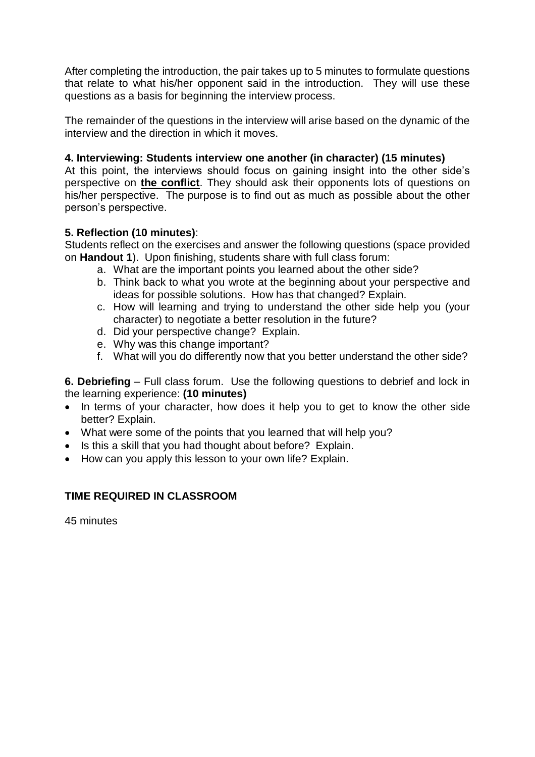After completing the introduction, the pair takes up to 5 minutes to formulate questions that relate to what his/her opponent said in the introduction. They will use these questions as a basis for beginning the interview process.

The remainder of the questions in the interview will arise based on the dynamic of the interview and the direction in which it moves.

**4. Interviewing: Students interview one another (in character) (15 minutes)**

At this point, the interviews should focus on gaining insight into the other side's perspective on **the conflict**. They should ask their opponents lots of questions on his/her perspective. The purpose is to find out as much as possible about the other person's perspective.

**5. Reflection (10 minutes)**:

Students reflect on the exercises and answer the following questions (space provided on **Handout 1**). Upon finishing, students share with full class forum:

a. What are the important points you learned about the other side?
b. Think back to what you wrote at the beginning about your perspective and ideas for possible solutions. How has that changed? Explain.
c. How will learning and trying to understand the other side help you (your character) to negotiate a better resolution in the future?
d. Did your perspective change? Explain.
e. Why was this change important?
f. What will you do differently now that you better understand the other side?

**6. Debriefing** – Full class forum. Use the following questions to debrief and lock in the learning experience: **(10 minutes)**

- In terms of your character, how does it help you to get to know the other side better? Explain.
- What were some of the points that you learned that will help you?
- Is this a skill that you had thought about before? Explain.
- How can you apply this lesson to your own life? Explain.

**TIME REQUIRED IN CLASSROOM**

45 minutes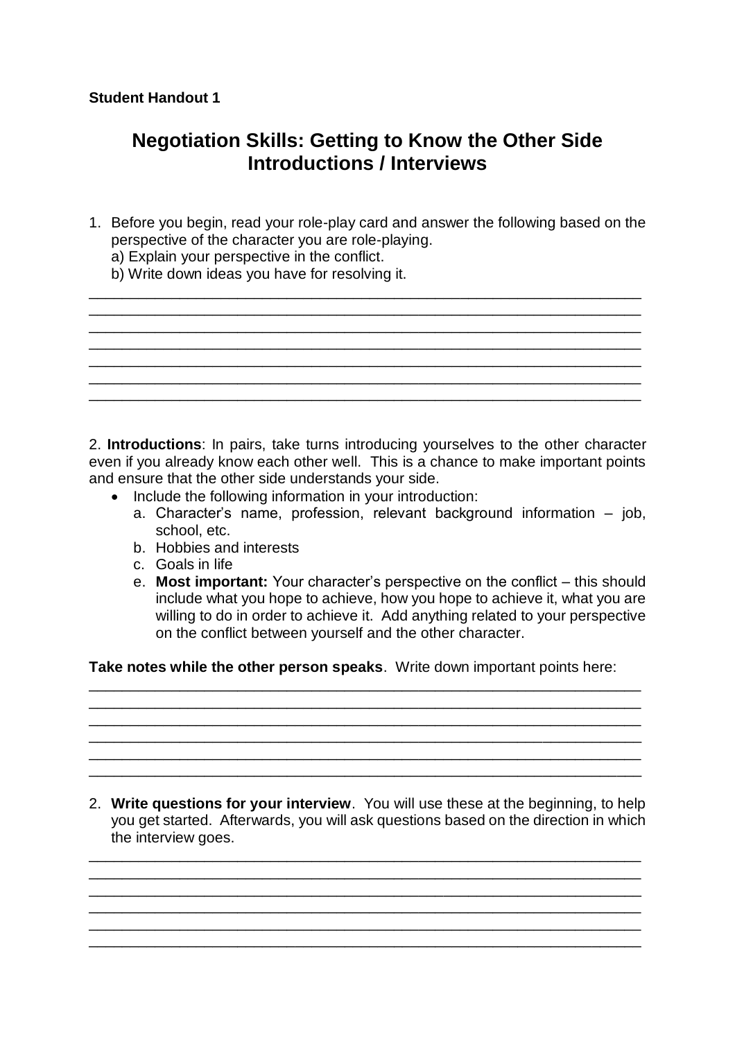**Student Handout 1**

# Negotiation Skills: Getting to Know the Other Side
# Introductions / Interviews

1. Before you begin, read your role-play card and answer the following based on the perspective of the character you are role-playing.
   a) Explain your perspective in the conflict.
   b) Write down ideas you have for resolving it.

_______________________________________________________________________
_______________________________________________________________________
_______________________________________________________________________
_______________________________________________________________________
_______________________________________________________________________
_______________________________________________________________________
_______________________________________________________________________

2. **Introductions**: In pairs, take turns introducing yourselves to the other character even if you already know each other well. This is a chance to make important points and ensure that the other side understands your side.

- Include the following information in your introduction:
  a. Character's name, profession, relevant background information – job, school, etc.
  b. Hobbies and interests
  c. Goals in life
  e. **Most important:** Your character's perspective on the conflict – this should include what you hope to achieve, how you hope to achieve it, what you are willing to do in order to achieve it. Add anything related to your perspective on the conflict between yourself and the other character.

**Take notes while the other person speaks**. Write down important points here:

_______________________________________________________________________
_______________________________________________________________________
_______________________________________________________________________
_______________________________________________________________________
_______________________________________________________________________
_______________________________________________________________________

2. **Write questions for your interview**. You will use these at the beginning, to help you get started. Afterwards, you will ask questions based on the direction in which the interview goes.

_______________________________________________________________________
_______________________________________________________________________
_______________________________________________________________________
_______________________________________________________________________
_______________________________________________________________________
_______________________________________________________________________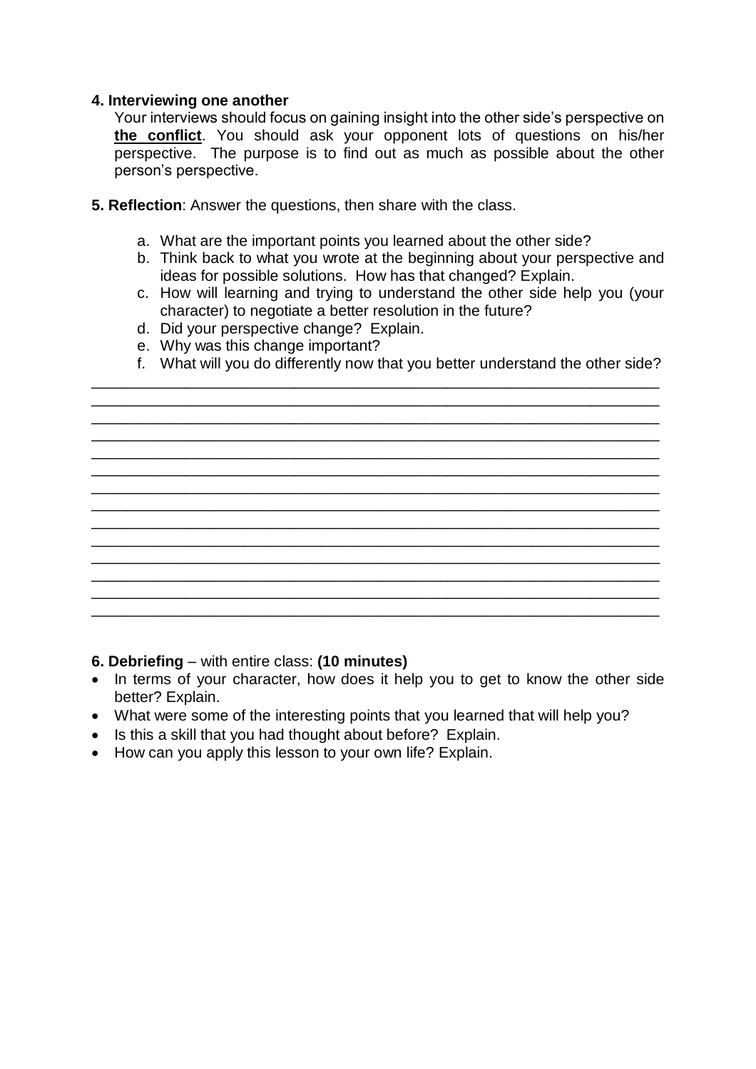**4. Interviewing one another**

Your interviews should focus on gaining insight into the other side's perspective on **the conflict**. You should ask your opponent lots of questions on his/her perspective. The purpose is to find out as much as possible about the other person's perspective.

**5. Reflection**: Answer the questions, then share with the class.

a. What are the important points you learned about the other side?
b. Think back to what you wrote at the beginning about your perspective and ideas for possible solutions. How has that changed? Explain.
c. How will learning and trying to understand the other side help you (your character) to negotiate a better resolution in the future?
d. Did your perspective change? Explain.
e. Why was this change important?
f. What will you do differently now that you better understand the other side?

______________________________________________________________________
______________________________________________________________________
______________________________________________________________________
______________________________________________________________________
______________________________________________________________________
______________________________________________________________________
______________________________________________________________________
______________________________________________________________________
______________________________________________________________________
______________________________________________________________________
______________________________________________________________________
______________________________________________________________________
______________________________________________________________________
______________________________________________________________________

**6. Debriefing** – with entire class: **(10 minutes)**

- In terms of your character, how does it help you to get to know the other side better? Explain.
- What were some of the interesting points that you learned that will help you?
- Is this a skill that you had thought about before? Explain.
- How can you apply this lesson to your own life? Explain.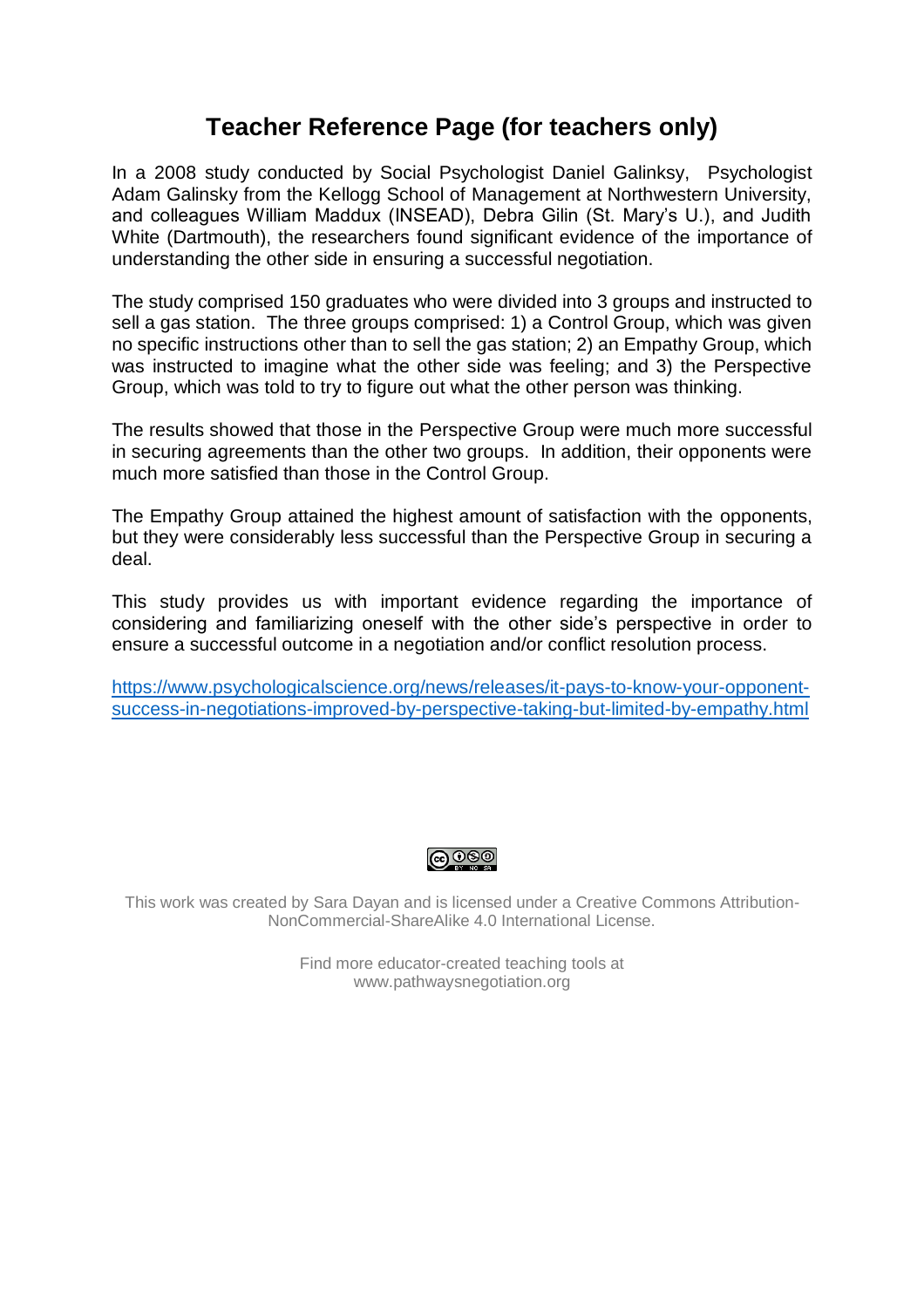# Teacher Reference Page (for teachers only)

In a 2008 study conducted by Social Psychologist Daniel Galinksy, Psychologist Adam Galinsky from the Kellogg School of Management at Northwestern University, and colleagues William Maddux (INSEAD), Debra Gilin (St. Mary's U.), and Judith White (Dartmouth), the researchers found significant evidence of the importance of understanding the other side in ensuring a successful negotiation.

The study comprised 150 graduates who were divided into 3 groups and instructed to sell a gas station. The three groups comprised: 1) a Control Group, which was given no specific instructions other than to sell the gas station; 2) an Empathy Group, which was instructed to imagine what the other side was feeling; and 3) the Perspective Group, which was told to try to figure out what the other person was thinking.

The results showed that those in the Perspective Group were much more successful in securing agreements than the other two groups. In addition, their opponents were much more satisfied than those in the Control Group.

The Empathy Group attained the highest amount of satisfaction with the opponents, but they were considerably less successful than the Perspective Group in securing a deal.

This study provides us with important evidence regarding the importance of considering and familiarizing oneself with the other side's perspective in order to ensure a successful outcome in a negotiation and/or conflict resolution process.

https://www.psychologicalscience.org/news/releases/it-pays-to-know-your-opponent-success-in-negotiations-improved-by-perspective-taking-but-limited-by-empathy.html

This work was created by Sara Dayan and is licensed under a Creative Commons Attribution-NonCommercial-ShareAlike 4.0 International License.

Find more educator-created teaching tools at www.pathwaysnegotiation.org